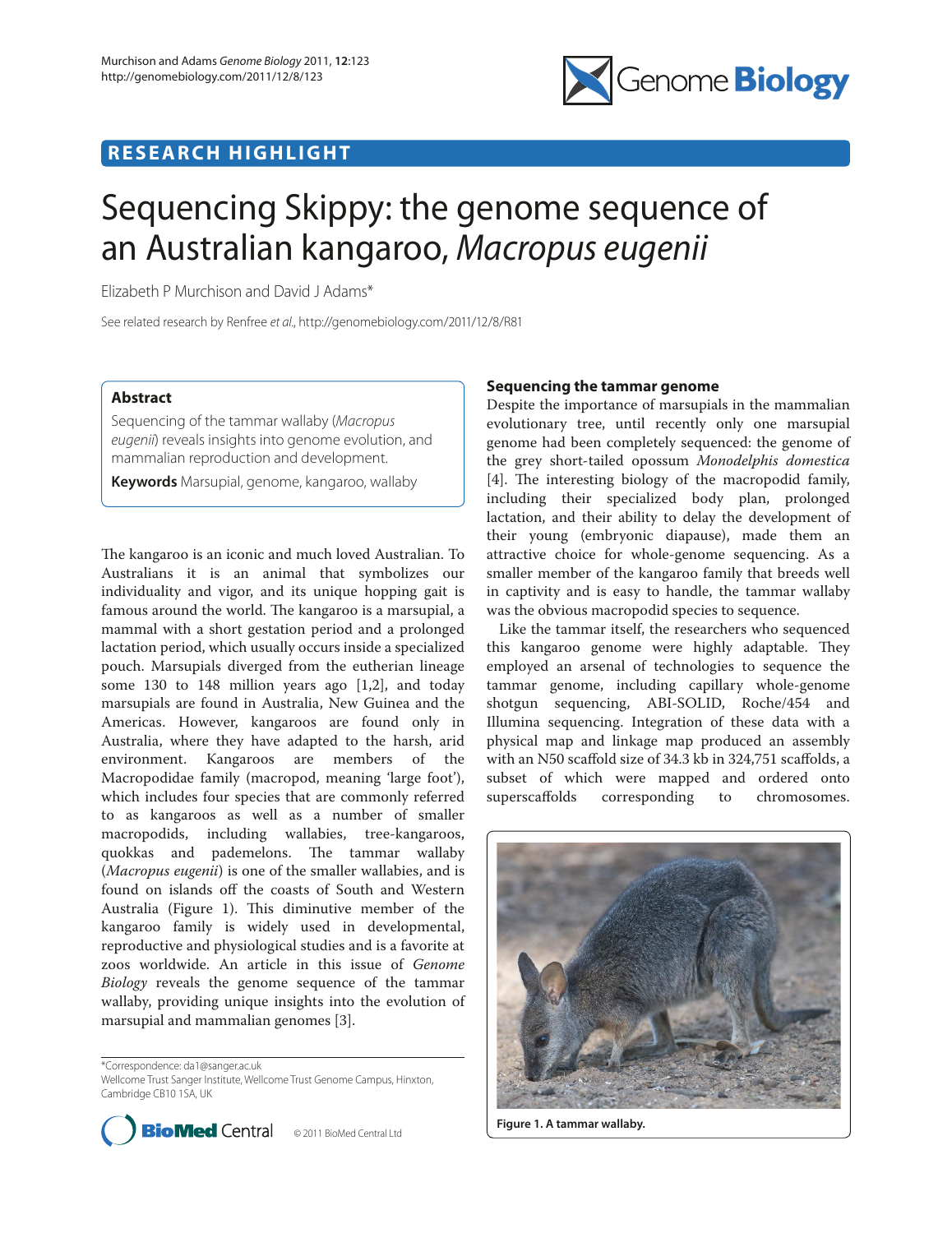RESEARCH HIGHLIGHT

# Sequencing Skippy: the genome sequence of an Australian kangaroo, *Macropus eugenii*

Elizabeth P Murchison and David J Adams*

See related research by Renfree *et al*., http://genomebiology.com/2011/12/8/R81

## Abstract

Sequencing of the tammar wallaby (*Macropus eugenii*) reveals insights into genome evolution, and mammalian reproduction and development.

**Keywords** Marsupial, genome, kangaroo, wallaby

The kangaroo is an iconic and much loved Australian. To Australians it is an animal that symbolizes our individuality and vigor, and its unique hopping gait is famous around the world. The kangaroo is a marsupial, a mammal with a short gestation period and a prolonged lactation period, which usually occurs inside a specialized pouch. Marsupials diverged from the eutherian lineage some 130 to 148 million years ago [1,2], and today marsupials are found in Australia, New Guinea and the Americas. However, kangaroos are found only in Australia, where they have adapted to the harsh, arid environment. Kangaroos are members of the Macropodidae family (macropod, meaning 'large foot'), which includes four species that are commonly referred to as kangaroos as well as a number of smaller macropodids, including wallabies, tree-kangaroos, quokkas and pademelons. The tammar wallaby (*Macropus eugenii*) is one of the smaller wallabies, and is found on islands off the coasts of South and Western Australia (Figure 1). This diminutive member of the kangaroo family is widely used in developmental, reproductive and physiological studies and is a favorite at zoos worldwide. An article in this issue of *Genome Biology* reveals the genome sequence of the tammar wallaby, providing unique insights into the evolution of marsupial and mammalian genomes [3].

*Correspondence: da1@sanger.ac.uk
Wellcome Trust Sanger Institute, Wellcome Trust Genome Campus, Hinxton, Cambridge CB10 1SA, UK

© 2011 BioMed Central Ltd

## Sequencing the tammar genome

Despite the importance of marsupials in the mammalian evolutionary tree, until recently only one marsupial genome had been completely sequenced: the genome of the grey short-tailed opossum *Monodelphis domestica* [4]. The interesting biology of the macropodid family, including their specialized body plan, prolonged lactation, and their ability to delay the development of their young (embryonic diapause), made them an attractive choice for whole-genome sequencing. As a smaller member of the kangaroo family that breeds well in captivity and is easy to handle, the tammar wallaby was the obvious macropodid species to sequence.

Like the tammar itself, the researchers who sequenced this kangaroo genome were highly adaptable. They employed an arsenal of technologies to sequence the tammar genome, including capillary whole-genome shotgun sequencing, ABI-SOLID, Roche/454 and Illumina sequencing. Integration of these data with a physical map and linkage map produced an assembly with an N50 scaffold size of 34.3 kb in 324,751 scaffolds, a subset of which were mapped and ordered onto superscaffolds corresponding to chromosomes.

**Figure 1. A tammar wallaby.**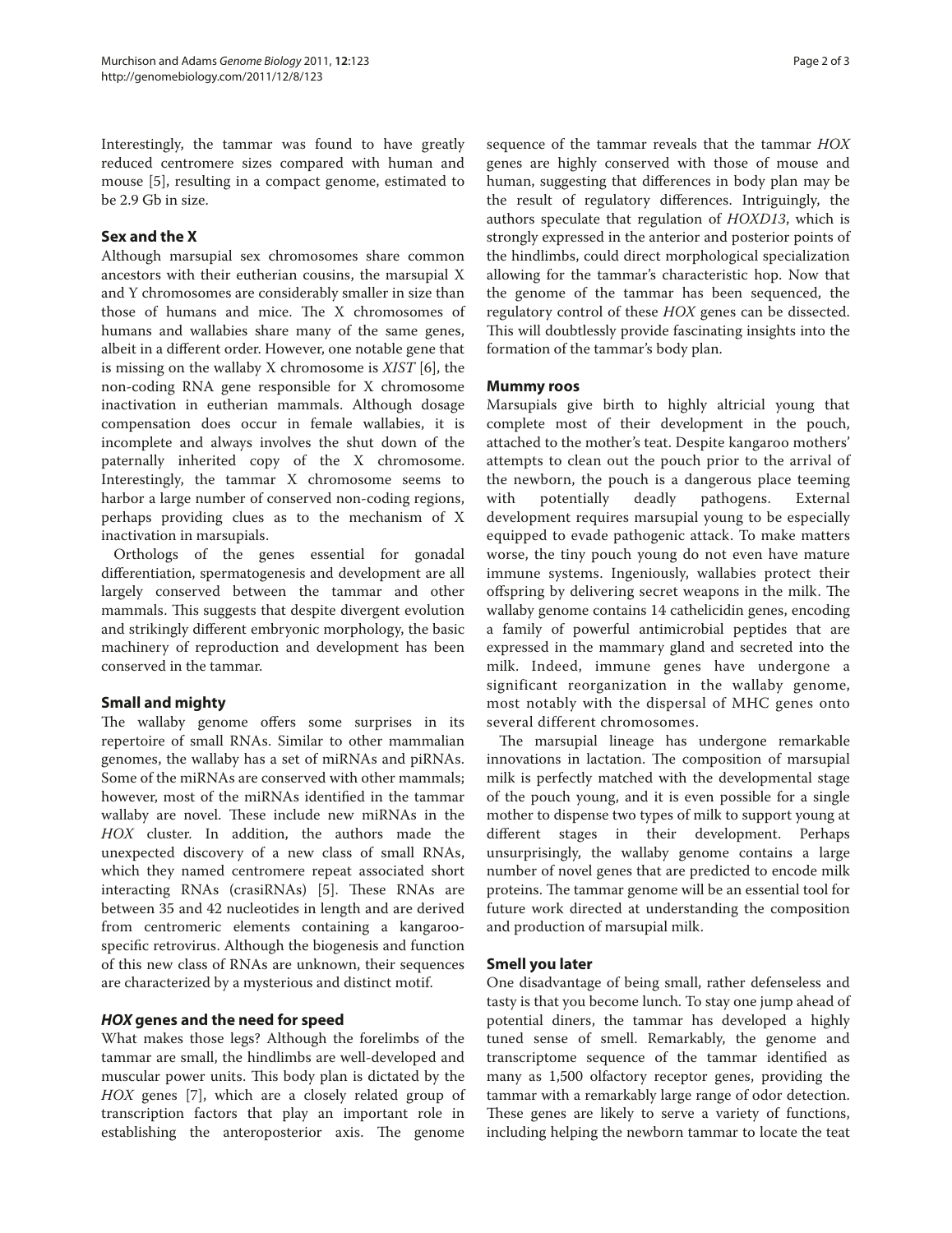Interestingly, the tammar was found to have greatly reduced centromere sizes compared with human and mouse [5], resulting in a compact genome, estimated to be 2.9 Gb in size.

## Sex and the X

Although marsupial sex chromosomes share common ancestors with their eutherian cousins, the marsupial X and Y chromosomes are considerably smaller in size than those of humans and mice. The X chromosomes of humans and wallabies share many of the same genes, albeit in a different order. However, one notable gene that is missing on the wallaby X chromosome is *XIST* [6], the non-coding RNA gene responsible for X chromosome inactivation in eutherian mammals. Although dosage compensation does occur in female wallabies, it is incomplete and always involves the shut down of the paternally inherited copy of the X chromosome. Interestingly, the tammar X chromosome seems to harbor a large number of conserved non-coding regions, perhaps providing clues as to the mechanism of X inactivation in marsupials.

Orthologs of the genes essential for gonadal differentiation, spermatogenesis and development are all largely conserved between the tammar and other mammals. This suggests that despite divergent evolution and strikingly different embryonic morphology, the basic machinery of reproduction and development has been conserved in the tammar.

## Small and mighty

The wallaby genome offers some surprises in its repertoire of small RNAs. Similar to other mammalian genomes, the wallaby has a set of miRNAs and piRNAs. Some of the miRNAs are conserved with other mammals; however, most of the miRNAs identified in the tammar wallaby are novel. These include new miRNAs in the *HOX* cluster. In addition, the authors made the unexpected discovery of a new class of small RNAs, which they named centromere repeat associated short interacting RNAs (crasiRNAs) [5]. These RNAs are between 35 and 42 nucleotides in length and are derived from centromeric elements containing a kangaroo-specific retrovirus. Although the biogenesis and function of this new class of RNAs are unknown, their sequences are characterized by a mysterious and distinct motif.

## *HOX* genes and the need for speed

What makes those legs? Although the forelimbs of the tammar are small, the hindlimbs are well-developed and muscular power units. This body plan is dictated by the *HOX* genes [7], which are a closely related group of transcription factors that play an important role in establishing the anteroposterior axis. The genome sequence of the tammar reveals that the tammar *HOX* genes are highly conserved with those of mouse and human, suggesting that differences in body plan may be the result of regulatory differences. Intriguingly, the authors speculate that regulation of *HOXD13*, which is strongly expressed in the anterior and posterior points of the hindlimbs, could direct morphological specialization allowing for the tammar's characteristic hop. Now that the genome of the tammar has been sequenced, the regulatory control of these *HOX* genes can be dissected. This will doubtlessly provide fascinating insights into the formation of the tammar's body plan.

## Mummy roos

Marsupials give birth to highly altricial young that complete most of their development in the pouch, attached to the mother's teat. Despite kangaroo mothers' attempts to clean out the pouch prior to the arrival of the newborn, the pouch is a dangerous place teeming with potentially deadly pathogens. External development requires marsupial young to be especially equipped to evade pathogenic attack. To make matters worse, the tiny pouch young do not even have mature immune systems. Ingeniously, wallabies protect their offspring by delivering secret weapons in the milk. The wallaby genome contains 14 cathelicidin genes, encoding a family of powerful antimicrobial peptides that are expressed in the mammary gland and secreted into the milk. Indeed, immune genes have undergone a significant reorganization in the wallaby genome, most notably with the dispersal of MHC genes onto several different chromosomes.

The marsupial lineage has undergone remarkable innovations in lactation. The composition of marsupial milk is perfectly matched with the developmental stage of the pouch young, and it is even possible for a single mother to dispense two types of milk to support young at different stages in their development. Perhaps unsurprisingly, the wallaby genome contains a large number of novel genes that are predicted to encode milk proteins. The tammar genome will be an essential tool for future work directed at understanding the composition and production of marsupial milk.

## Smell you later

One disadvantage of being small, rather defenseless and tasty is that you become lunch. To stay one jump ahead of potential diners, the tammar has developed a highly tuned sense of smell. Remarkably, the genome and transcriptome sequence of the tammar identified as many as 1,500 olfactory receptor genes, providing the tammar with a remarkably large range of odor detection. These genes are likely to serve a variety of functions, including helping the newborn tammar to locate the teat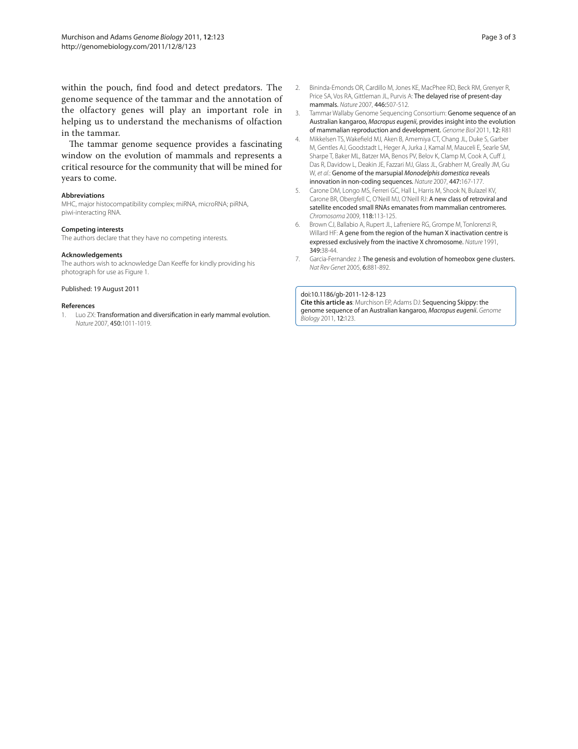within the pouch, find food and detect predators. The genome sequence of the tammar and the annotation of the olfactory genes will play an important role in helping us to understand the mechanisms of olfaction in the tammar.

The tammar genome sequence provides a fascinating window on the evolution of mammals and represents a critical resource for the community that will be mined for years to come.

### Abbreviations

MHC, major histocompatibility complex; miRNA, microRNA; piRNA, piwi-interacting RNA.

### Competing interests

The authors declare that they have no competing interests.

### Acknowledgements

The authors wish to acknowledge Dan Keeffe for kindly providing his photograph for use as Figure 1.

Published: 19 August 2011

### References

1. Luo ZX: Transformation and diversification in early mammal evolution. *Nature* 2007, **450**:1011-1019.
2. Bininda-Emonds OR, Cardillo M, Jones KE, MacPhee RD, Beck RM, Grenyer R, Price SA, Vos RA, Gittleman JL, Purvis A: The delayed rise of present-day mammals. *Nature* 2007, **446**:507-512.
3. Tammar Wallaby Genome Sequencing Consortium: Genome sequence of an Australian kangaroo, *Macropus eugenii*, provides insight into the evolution of mammalian reproduction and development. *Genome Biol* 2011, **12**: R81
4. Mikkelsen TS, Wakefield MJ, Aken B, Amemiya CT, Chang JL, Duke S, Garber M, Gentles AJ, Goodstadt L, Heger A, Jurka J, Kamal M, Mauceli E, Searle SM, Sharpe T, Baker ML, Batzer MA, Benos PV, Belov K, Clamp M, Cook A, Cuff J, Das R, Davidow L, Deakin JE, Fazzari MJ, Glass JL, Grabherr M, Greally JM, Gu W, *et al.*: Genome of the marsupial *Monodelphis domestica* reveals innovation in non-coding sequences. *Nature* 2007, **447**:167-177.
5. Carone DM, Longo MS, Ferreri GC, Hall L, Harris M, Shook N, Bulazel KV, Carone BR, Obergfell C, O'Neill MJ, O'Neill RJ: A new class of retroviral and satellite encoded small RNAs emanates from mammalian centromeres. *Chromosoma* 2009, **118**:113-125.
6. Brown CJ, Ballabio A, Rupert JL, Lafreniere RG, Grompe M, Tonlorenzi R, Willard HF: A gene from the region of the human X inactivation centre is expressed exclusively from the inactive X chromosome. *Nature* 1991, **349**:38-44.
7. Garcia-Fernandez J: The genesis and evolution of homeobox gene clusters. *Nat Rev Genet* 2005, **6**:881-892.

doi:10.1186/gb-2011-12-8-123
**Cite this article as**: Murchison EP, Adams DJ: Sequencing Skippy: the genome sequence of an Australian kangaroo, *Macropus eugenii*. *Genome Biology* 2011, **12**:123.